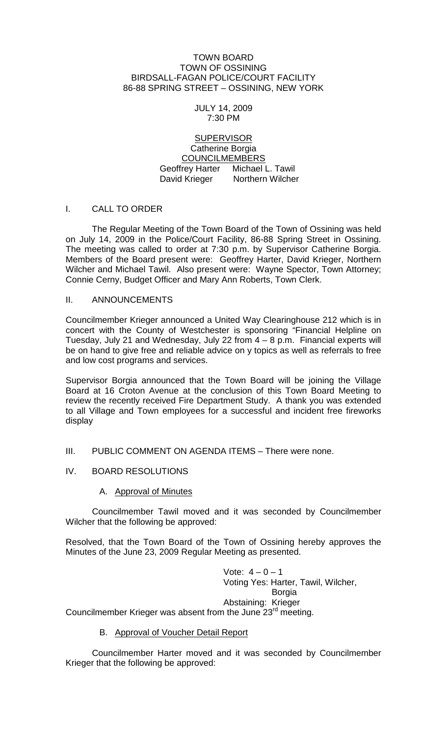TOWN BOARD
TOWN OF OSSINING
BIRDSALL-FAGAN POLICE/COURT FACILITY
86-88 SPRING STREET – OSSINING, NEW YORK

JULY 14, 2009
7:30 PM

SUPERVISOR
Catherine Borgia
COUNCILMEMBERS
Geoffrey Harter Michael L. Tawil
David Krieger Northern Wilcher

## I. CALL TO ORDER

The Regular Meeting of the Town Board of the Town of Ossining was held on July 14, 2009 in the Police/Court Facility, 86-88 Spring Street in Ossining. The meeting was called to order at 7:30 p.m. by Supervisor Catherine Borgia. Members of the Board present were: Geoffrey Harter, David Krieger, Northern Wilcher and Michael Tawil. Also present were: Wayne Spector, Town Attorney; Connie Cerny, Budget Officer and Mary Ann Roberts, Town Clerk.

## II. ANNOUNCEMENTS

Councilmember Krieger announced a United Way Clearinghouse 212 which is in concert with the County of Westchester is sponsoring "Financial Helpline on Tuesday, July 21 and Wednesday, July 22 from 4 – 8 p.m. Financial experts will be on hand to give free and reliable advice on y topics as well as referrals to free and low cost programs and services.

Supervisor Borgia announced that the Town Board will be joining the Village Board at 16 Croton Avenue at the conclusion of this Town Board Meeting to review the recently received Fire Department Study. A thank you was extended to all Village and Town employees for a successful and incident free fireworks display

## III. PUBLIC COMMENT ON AGENDA ITEMS – There were none.

## IV. BOARD RESOLUTIONS

### A. Approval of Minutes

Councilmember Tawil moved and it was seconded by Councilmember Wilcher that the following be approved:

Resolved, that the Town Board of the Town of Ossining hereby approves the Minutes of the June 23, 2009 Regular Meeting as presented.

Vote: 4 – 0 – 1
Voting Yes: Harter, Tawil, Wilcher, Borgia
Abstaining: Krieger

Councilmember Krieger was absent from the June 23rd meeting.

### B. Approval of Voucher Detail Report

Councilmember Harter moved and it was seconded by Councilmember Krieger that the following be approved: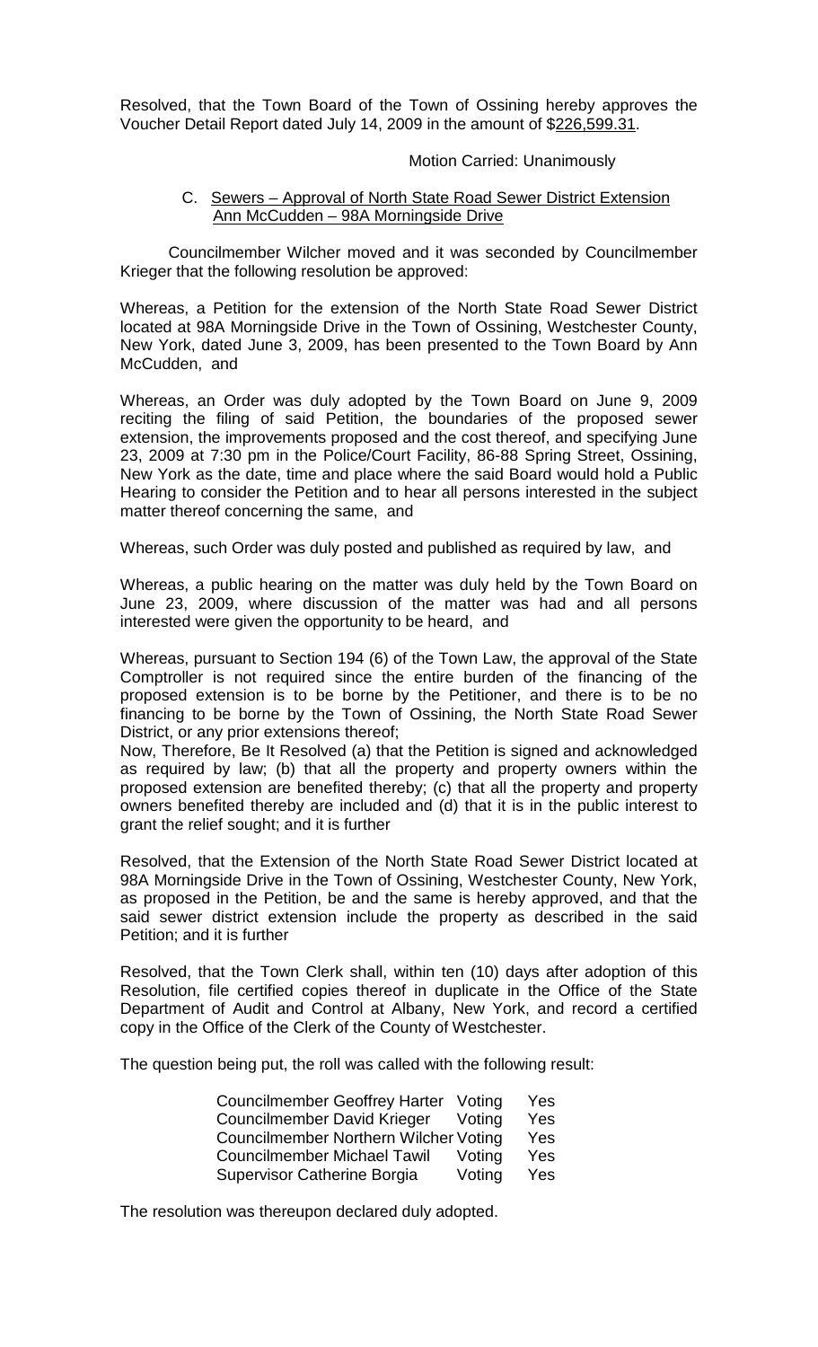Resolved, that the Town Board of the Town of Ossining hereby approves the Voucher Detail Report dated July 14, 2009 in the amount of $<u>226,599.31</u>.

Motion Carried: Unanimously

C. <u>Sewers – Approval of North State Road Sewer District Extension</u>
<u>Ann McCudden – 98A Morningside Drive</u>

Councilmember Wilcher moved and it was seconded by Councilmember Krieger that the following resolution be approved:

Whereas, a Petition for the extension of the North State Road Sewer District located at 98A Morningside Drive in the Town of Ossining, Westchester County, New York, dated June 3, 2009, has been presented to the Town Board by Ann McCudden, and

Whereas, an Order was duly adopted by the Town Board on June 9, 2009 reciting the filing of said Petition, the boundaries of the proposed sewer extension, the improvements proposed and the cost thereof, and specifying June 23, 2009 at 7:30 pm in the Police/Court Facility, 86-88 Spring Street, Ossining, New York as the date, time and place where the said Board would hold a Public Hearing to consider the Petition and to hear all persons interested in the subject matter thereof concerning the same, and

Whereas, such Order was duly posted and published as required by law, and

Whereas, a public hearing on the matter was duly held by the Town Board on June 23, 2009, where discussion of the matter was had and all persons interested were given the opportunity to be heard, and

Whereas, pursuant to Section 194 (6) of the Town Law, the approval of the State Comptroller is not required since the entire burden of the financing of the proposed extension is to be borne by the Petitioner, and there is to be no financing to be borne by the Town of Ossining, the North State Road Sewer District, or any prior extensions thereof;
Now, Therefore, Be It Resolved (a) that the Petition is signed and acknowledged as required by law; (b) that all the property and property owners within the proposed extension are benefited thereby; (c) that all the property and property owners benefited thereby are included and (d) that it is in the public interest to grant the relief sought; and it is further

Resolved, that the Extension of the North State Road Sewer District located at 98A Morningside Drive in the Town of Ossining, Westchester County, New York, as proposed in the Petition, be and the same is hereby approved, and that the said sewer district extension include the property as described in the said Petition; and it is further

Resolved, that the Town Clerk shall, within ten (10) days after adoption of this Resolution, file certified copies thereof in duplicate in the Office of the State Department of Audit and Control at Albany, New York, and record a certified copy in the Office of the Clerk of the County of Westchester.

The question being put, the roll was called with the following result:

| | | |
|---|---|---|
| Councilmember Geoffrey Harter | Voting | Yes |
| Councilmember David Krieger | Voting | Yes |
| Councilmember Northern Wilcher | Voting | Yes |
| Councilmember Michael Tawil | Voting | Yes |
| Supervisor Catherine Borgia | Voting | Yes |

The resolution was thereupon declared duly adopted.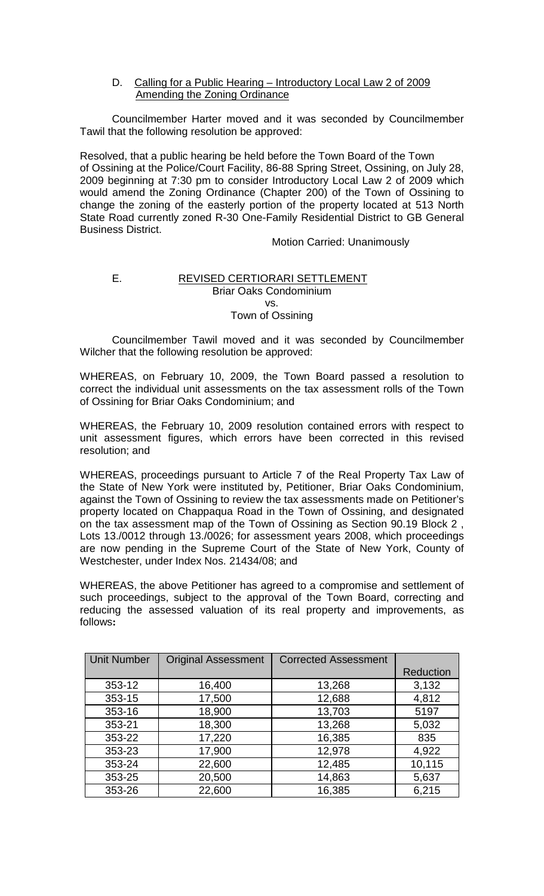D. Calling for a Public Hearing – Introductory Local Law 2 of 2009 Amending the Zoning Ordinance

Councilmember Harter moved and it was seconded by Councilmember Tawil that the following resolution be approved:

Resolved, that a public hearing be held before the Town Board of the Town of Ossining at the Police/Court Facility, 86-88 Spring Street, Ossining, on July 28, 2009 beginning at 7:30 pm to consider Introductory Local Law 2 of 2009 which would amend the Zoning Ordinance (Chapter 200) of the Town of Ossining to change the zoning of the easterly portion of the property located at 513 North State Road currently zoned R-30 One-Family Residential District to GB General Business District.

Motion Carried: Unanimously

E. REVISED CERTIORARI SETTLEMENT
Briar Oaks Condominium
vs.
Town of Ossining

Councilmember Tawil moved and it was seconded by Councilmember Wilcher that the following resolution be approved:

WHEREAS, on February 10, 2009, the Town Board passed a resolution to correct the individual unit assessments on the tax assessment rolls of the Town of Ossining for Briar Oaks Condominium; and

WHEREAS, the February 10, 2009 resolution contained errors with respect to unit assessment figures, which errors have been corrected in this revised resolution; and

WHEREAS, proceedings pursuant to Article 7 of the Real Property Tax Law of the State of New York were instituted by, Petitioner, Briar Oaks Condominium, against the Town of Ossining to review the tax assessments made on Petitioner's property located on Chappaqua Road in the Town of Ossining, and designated on the tax assessment map of the Town of Ossining as Section 90.19 Block 2 , Lots 13./0012 through 13./0026; for assessment years 2008, which proceedings are now pending in the Supreme Court of the State of New York, County of Westchester, under Index Nos. 21434/08; and

WHEREAS, the above Petitioner has agreed to a compromise and settlement of such proceedings, subject to the approval of the Town Board, correcting and reducing the assessed valuation of its real property and improvements, as follows**:**

| Unit Number | Original Assessment | Corrected Assessment | Reduction |
|---|---|---|---|
| 353-12 | 16,400 | 13,268 | 3,132 |
| 353-15 | 17,500 | 12,688 | 4,812 |
| 353-16 | 18,900 | 13,703 | 5197 |
| 353-21 | 18,300 | 13,268 | 5,032 |
| 353-22 | 17,220 | 16,385 | 835 |
| 353-23 | 17,900 | 12,978 | 4,922 |
| 353-24 | 22,600 | 12,485 | 10,115 |
| 353-25 | 20,500 | 14,863 | 5,637 |
| 353-26 | 22,600 | 16,385 | 6,215 |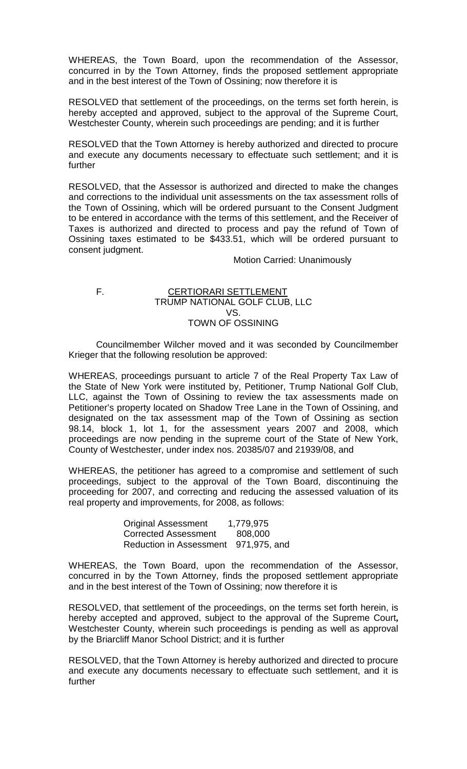WHEREAS, the Town Board, upon the recommendation of the Assessor, concurred in by the Town Attorney, finds the proposed settlement appropriate and in the best interest of the Town of Ossining; now therefore it is

RESOLVED that settlement of the proceedings, on the terms set forth herein, is hereby accepted and approved, subject to the approval of the Supreme Court, Westchester County, wherein such proceedings are pending; and it is further

RESOLVED that the Town Attorney is hereby authorized and directed to procure and execute any documents necessary to effectuate such settlement; and it is further

RESOLVED, that the Assessor is authorized and directed to make the changes and corrections to the individual unit assessments on the tax assessment rolls of the Town of Ossining, which will be ordered pursuant to the Consent Judgment to be entered in accordance with the terms of this settlement, and the Receiver of Taxes is authorized and directed to process and pay the refund of Town of Ossining taxes estimated to be $433.51, which will be ordered pursuant to consent judgment.

Motion Carried: Unanimously

F. CERTIORARI SETTLEMENT
TRUMP NATIONAL GOLF CLUB, LLC
VS.
TOWN OF OSSINING

Councilmember Wilcher moved and it was seconded by Councilmember Krieger that the following resolution be approved:

WHEREAS, proceedings pursuant to article 7 of the Real Property Tax Law of the State of New York were instituted by, Petitioner, Trump National Golf Club, LLC, against the Town of Ossining to review the tax assessments made on Petitioner's property located on Shadow Tree Lane in the Town of Ossining, and designated on the tax assessment map of the Town of Ossining as section 98.14, block 1, lot 1, for the assessment years 2007 and 2008, which proceedings are now pending in the supreme court of the State of New York, County of Westchester, under index nos. 20385/07 and 21939/08, and

WHEREAS, the petitioner has agreed to a compromise and settlement of such proceedings, subject to the approval of the Town Board, discontinuing the proceeding for 2007, and correcting and reducing the assessed valuation of its real property and improvements, for 2008, as follows:

| | |
|---|---|
| Original Assessment | 1,779,975 |
| Corrected Assessment | 808,000 |
| Reduction in Assessment | 971,975, and |

WHEREAS, the Town Board, upon the recommendation of the Assessor, concurred in by the Town Attorney, finds the proposed settlement appropriate and in the best interest of the Town of Ossining; now therefore it is

RESOLVED, that settlement of the proceedings, on the terms set forth herein, is hereby accepted and approved, subject to the approval of the Supreme Court**,** Westchester County, wherein such proceedings is pending as well as approval by the Briarcliff Manor School District; and it is further

RESOLVED, that the Town Attorney is hereby authorized and directed to procure and execute any documents necessary to effectuate such settlement, and it is further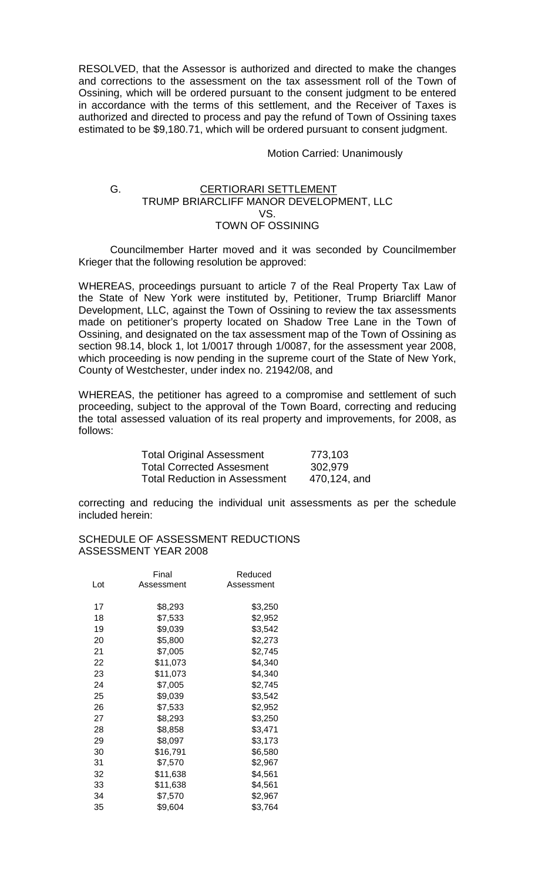RESOLVED, that the Assessor is authorized and directed to make the changes and corrections to the assessment on the tax assessment roll of the Town of Ossining, which will be ordered pursuant to the consent judgment to be entered in accordance with the terms of this settlement, and the Receiver of Taxes is authorized and directed to process and pay the refund of Town of Ossining taxes estimated to be $9,180.71, which will be ordered pursuant to consent judgment.

Motion Carried: Unanimously

G. **CERTIORARI SETTLEMENT**
TRUMP BRIARCLIFF MANOR DEVELOPMENT, LLC
VS.
TOWN OF OSSINING

Councilmember Harter moved and it was seconded by Councilmember Krieger that the following resolution be approved:

WHEREAS, proceedings pursuant to article 7 of the Real Property Tax Law of the State of New York were instituted by, Petitioner, Trump Briarcliff Manor Development, LLC, against the Town of Ossining to review the tax assessments made on petitioner's property located on Shadow Tree Lane in the Town of Ossining, and designated on the tax assessment map of the Town of Ossining as section 98.14, block 1, lot 1/0017 through 1/0087, for the assessment year 2008, which proceeding is now pending in the supreme court of the State of New York, County of Westchester, under index no. 21942/08, and

WHEREAS, the petitioner has agreed to a compromise and settlement of such proceeding, subject to the approval of the Town Board, correcting and reducing the total assessed valuation of its real property and improvements, for 2008, as follows:

| | |
|---|---|
| Total Original Assessment | 773,103 |
| Total Corrected Assesment | 302,979 |
| Total Reduction in Assessment | 470,124, and |

correcting and reducing the individual unit assessments as per the schedule included herein:

SCHEDULE OF ASSESSMENT REDUCTIONS
ASSESSMENT YEAR 2008

| Lot | Final Assessment | Reduced Assessment |
|---|---|---|
| 17 | $8,293 | $3,250 |
| 18 | $7,533 | $2,952 |
| 19 | $9,039 | $3,542 |
| 20 | $5,800 | $2,273 |
| 21 | $7,005 | $2,745 |
| 22 | $11,073 | $4,340 |
| 23 | $11,073 | $4,340 |
| 24 | $7,005 | $2,745 |
| 25 | $9,039 | $3,542 |
| 26 | $7,533 | $2,952 |
| 27 | $8,293 | $3,250 |
| 28 | $8,858 | $3,471 |
| 29 | $8,097 | $3,173 |
| 30 | $16,791 | $6,580 |
| 31 | $7,570 | $2,967 |
| 32 | $11,638 | $4,561 |
| 33 | $11,638 | $4,561 |
| 34 | $7,570 | $2,967 |
| 35 | $9,604 | $3,764 |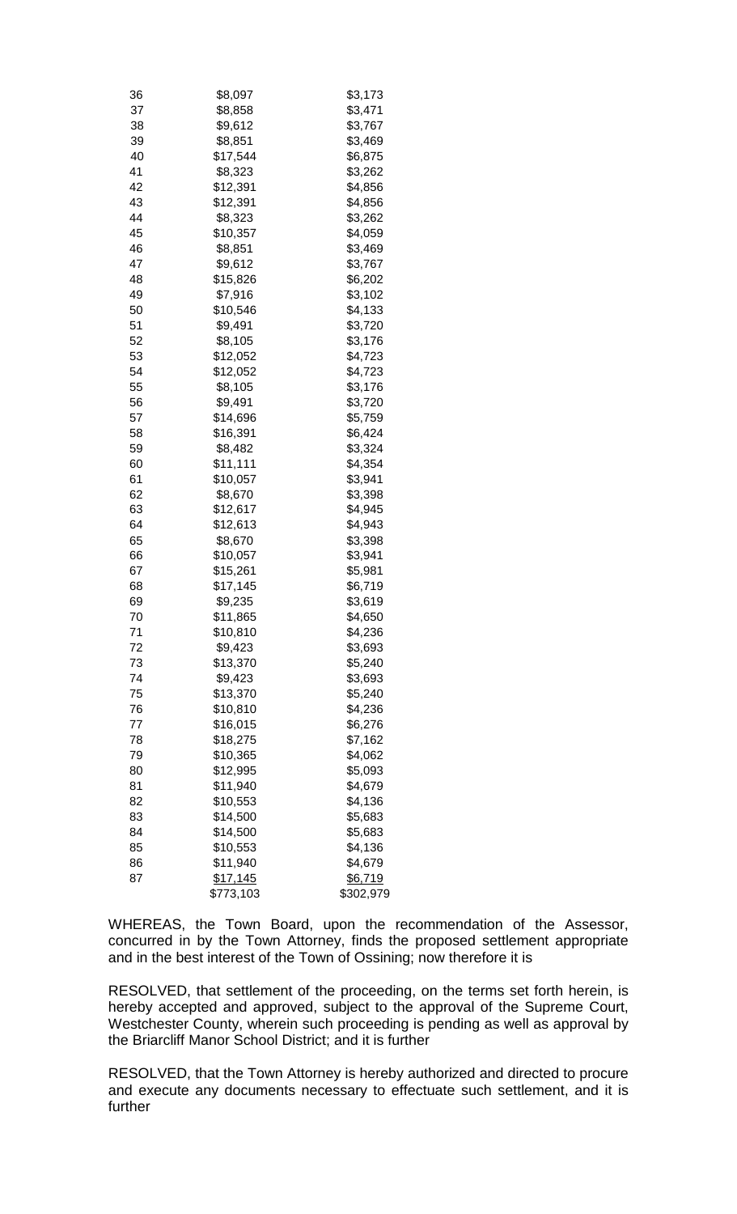| | | |
|---|---|---|
| 36 | $8,097 | $3,173 |
| 37 | $8,858 | $3,471 |
| 38 | $9,612 | $3,767 |
| 39 | $8,851 | $3,469 |
| 40 | $17,544 | $6,875 |
| 41 | $8,323 | $3,262 |
| 42 | $12,391 | $4,856 |
| 43 | $12,391 | $4,856 |
| 44 | $8,323 | $3,262 |
| 45 | $10,357 | $4,059 |
| 46 | $8,851 | $3,469 |
| 47 | $9,612 | $3,767 |
| 48 | $15,826 | $6,202 |
| 49 | $7,916 | $3,102 |
| 50 | $10,546 | $4,133 |
| 51 | $9,491 | $3,720 |
| 52 | $8,105 | $3,176 |
| 53 | $12,052 | $4,723 |
| 54 | $12,052 | $4,723 |
| 55 | $8,105 | $3,176 |
| 56 | $9,491 | $3,720 |
| 57 | $14,696 | $5,759 |
| 58 | $16,391 | $6,424 |
| 59 | $8,482 | $3,324 |
| 60 | $11,111 | $4,354 |
| 61 | $10,057 | $3,941 |
| 62 | $8,670 | $3,398 |
| 63 | $12,617 | $4,945 |
| 64 | $12,613 | $4,943 |
| 65 | $8,670 | $3,398 |
| 66 | $10,057 | $3,941 |
| 67 | $15,261 | $5,981 |
| 68 | $17,145 | $6,719 |
| 69 | $9,235 | $3,619 |
| 70 | $11,865 | $4,650 |
| 71 | $10,810 | $4,236 |
| 72 | $9,423 | $3,693 |
| 73 | $13,370 | $5,240 |
| 74 | $9,423 | $3,693 |
| 75 | $13,370 | $5,240 |
| 76 | $10,810 | $4,236 |
| 77 | $16,015 | $6,276 |
| 78 | $18,275 | $7,162 |
| 79 | $10,365 | $4,062 |
| 80 | $12,995 | $5,093 |
| 81 | $11,940 | $4,679 |
| 82 | $10,553 | $4,136 |
| 83 | $14,500 | $5,683 |
| 84 | $14,500 | $5,683 |
| 85 | $10,553 | $4,136 |
| 86 | $11,940 | $4,679 |
| 87 | $17,145 | $6,719 |
| | $773,103 | $302,979 |

WHEREAS, the Town Board, upon the recommendation of the Assessor, concurred in by the Town Attorney, finds the proposed settlement appropriate and in the best interest of the Town of Ossining; now therefore it is

RESOLVED, that settlement of the proceeding, on the terms set forth herein, is hereby accepted and approved, subject to the approval of the Supreme Court, Westchester County, wherein such proceeding is pending as well as approval by the Briarcliff Manor School District; and it is further

RESOLVED, that the Town Attorney is hereby authorized and directed to procure and execute any documents necessary to effectuate such settlement, and it is further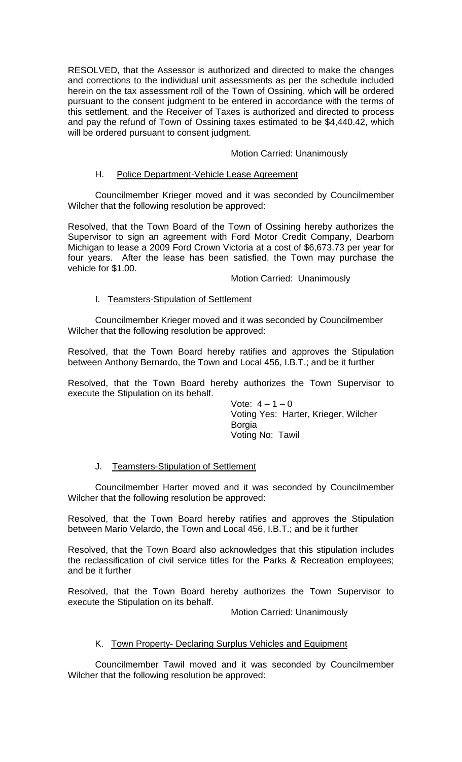RESOLVED, that the Assessor is authorized and directed to make the changes and corrections to the individual unit assessments as per the schedule included herein on the tax assessment roll of the Town of Ossining, which will be ordered pursuant to the consent judgment to be entered in accordance with the terms of this settlement, and the Receiver of Taxes is authorized and directed to process and pay the refund of Town of Ossining taxes estimated to be $4,440.42, which will be ordered pursuant to consent judgment.

Motion Carried: Unanimously

H. Police Department-Vehicle Lease Agreement

Councilmember Krieger moved and it was seconded by Councilmember Wilcher that the following resolution be approved:

Resolved, that the Town Board of the Town of Ossining hereby authorizes the Supervisor to sign an agreement with Ford Motor Credit Company, Dearborn Michigan to lease a 2009 Ford Crown Victoria at a cost of $6,673.73 per year for four years. After the lease has been satisfied, the Town may purchase the vehicle for $1.00.

Motion Carried: Unanimously

I. Teamsters-Stipulation of Settlement

Councilmember Krieger moved and it was seconded by Councilmember Wilcher that the following resolution be approved:

Resolved, that the Town Board hereby ratifies and approves the Stipulation between Anthony Bernardo, the Town and Local 456, I.B.T.; and be it further

Resolved, that the Town Board hereby authorizes the Town Supervisor to execute the Stipulation on its behalf.

Vote: 4 – 1 – 0
Voting Yes: Harter, Krieger, Wilcher Borgia
Voting No: Tawil

J. Teamsters-Stipulation of Settlement

Councilmember Harter moved and it was seconded by Councilmember Wilcher that the following resolution be approved:

Resolved, that the Town Board hereby ratifies and approves the Stipulation between Mario Velardo, the Town and Local 456, I.B.T.; and be it further

Resolved, that the Town Board also acknowledges that this stipulation includes the reclassification of civil service titles for the Parks & Recreation employees; and be it further

Resolved, that the Town Board hereby authorizes the Town Supervisor to execute the Stipulation on its behalf.

Motion Carried: Unanimously

K. Town Property- Declaring Surplus Vehicles and Equipment

Councilmember Tawil moved and it was seconded by Councilmember Wilcher that the following resolution be approved: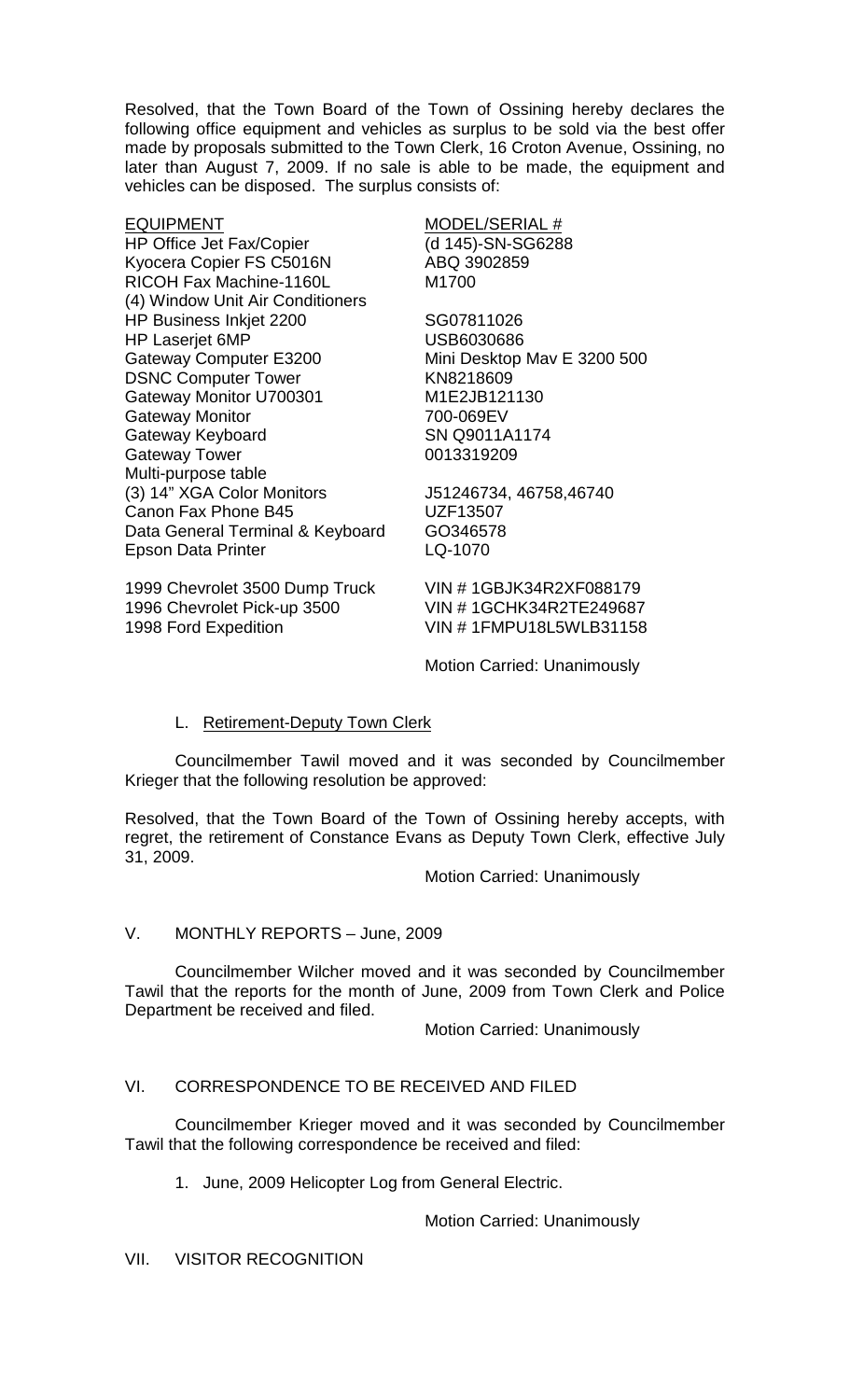Resolved, that the Town Board of the Town of Ossining hereby declares the following office equipment and vehicles as surplus to be sold via the best offer made by proposals submitted to the Town Clerk, 16 Croton Avenue, Ossining, no later than August 7, 2009. If no sale is able to be made, the equipment and vehicles can be disposed. The surplus consists of:

| EQUIPMENT | MODEL/SERIAL # |
|---|---|
| HP Office Jet Fax/Copier | (d 145)-SN-SG6288 |
| Kyocera Copier FS C5016N | ABQ 3902859 |
| RICOH Fax Machine-1160L | M1700 |
| (4) Window Unit Air Conditioners | |
| HP Business Inkjet 2200 | SG07811026 |
| HP Laserjet 6MP | USB6030686 |
| Gateway Computer E3200 | Mini Desktop Mav E 3200 500 |
| DSNC Computer Tower | KN8218609 |
| Gateway Monitor U700301 | M1E2JB121130 |
| Gateway Monitor | 700-069EV |
| Gateway Keyboard | SN Q9011A1174 |
| Gateway Tower | 0013319209 |
| Multi-purpose table | |
| (3) 14" XGA Color Monitors | J51246734, 46758,46740 |
| Canon Fax Phone B45 | UZF13507 |
| Data General Terminal & Keyboard | GO346578 |
| Epson Data Printer | LQ-1070 |
| | |
| 1999 Chevrolet 3500 Dump Truck | VIN # 1GBJK34R2XF088179 |
| 1996 Chevrolet Pick-up 3500 | VIN # 1GCHK34R2TE249687 |
| 1998 Ford Expedition | VIN # 1FMPU18L5WLB31158 |

Motion Carried: Unanimously

L. Retirement-Deputy Town Clerk

Councilmember Tawil moved and it was seconded by Councilmember Krieger that the following resolution be approved:

Resolved, that the Town Board of the Town of Ossining hereby accepts, with regret, the retirement of Constance Evans as Deputy Town Clerk, effective July 31, 2009.

Motion Carried: Unanimously

V. MONTHLY REPORTS – June, 2009

Councilmember Wilcher moved and it was seconded by Councilmember Tawil that the reports for the month of June, 2009 from Town Clerk and Police Department be received and filed.

Motion Carried: Unanimously

VI. CORRESPONDENCE TO BE RECEIVED AND FILED

Councilmember Krieger moved and it was seconded by Councilmember Tawil that the following correspondence be received and filed:

1. June, 2009 Helicopter Log from General Electric.

Motion Carried: Unanimously

VII. VISITOR RECOGNITION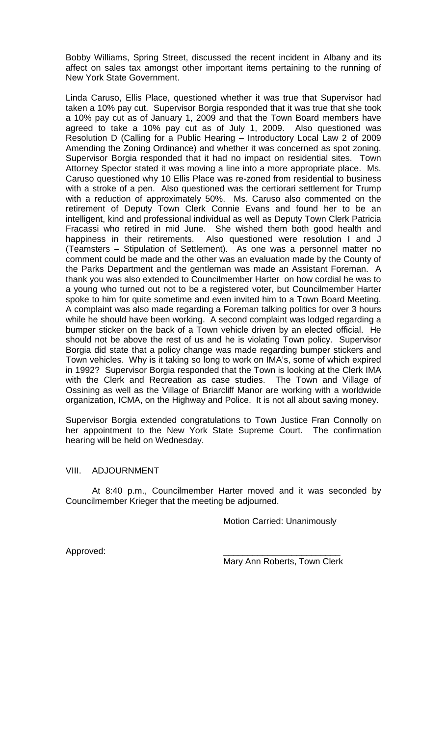Bobby Williams, Spring Street, discussed the recent incident in Albany and its affect on sales tax amongst other important items pertaining to the running of New York State Government.

Linda Caruso, Ellis Place, questioned whether it was true that Supervisor had taken a 10% pay cut. Supervisor Borgia responded that it was true that she took a 10% pay cut as of January 1, 2009 and that the Town Board members have agreed to take a 10% pay cut as of July 1, 2009. Also questioned was Resolution D (Calling for a Public Hearing – Introductory Local Law 2 of 2009 Amending the Zoning Ordinance) and whether it was concerned as spot zoning. Supervisor Borgia responded that it had no impact on residential sites. Town Attorney Spector stated it was moving a line into a more appropriate place. Ms. Caruso questioned why 10 Ellis Place was re-zoned from residential to business with a stroke of a pen. Also questioned was the certiorari settlement for Trump with a reduction of approximately 50%. Ms. Caruso also commented on the retirement of Deputy Town Clerk Connie Evans and found her to be an intelligent, kind and professional individual as well as Deputy Town Clerk Patricia Fracassi who retired in mid June. She wished them both good health and happiness in their retirements. Also questioned were resolution I and J (Teamsters – Stipulation of Settlement). As one was a personnel matter no comment could be made and the other was an evaluation made by the County of the Parks Department and the gentleman was made an Assistant Foreman. A thank you was also extended to Councilmember Harter on how cordial he was to a young who turned out not to be a registered voter, but Councilmember Harter spoke to him for quite sometime and even invited him to a Town Board Meeting. A complaint was also made regarding a Foreman talking politics for over 3 hours while he should have been working. A second complaint was lodged regarding a bumper sticker on the back of a Town vehicle driven by an elected official. He should not be above the rest of us and he is violating Town policy. Supervisor Borgia did state that a policy change was made regarding bumper stickers and Town vehicles. Why is it taking so long to work on IMA's, some of which expired in 1992? Supervisor Borgia responded that the Town is looking at the Clerk IMA with the Clerk and Recreation as case studies. The Town and Village of Ossining as well as the Village of Briarcliff Manor are working with a worldwide organization, ICMA, on the Highway and Police. It is not all about saving money.

Supervisor Borgia extended congratulations to Town Justice Fran Connolly on her appointment to the New York State Supreme Court. The confirmation hearing will be held on Wednesday.

## VIII. ADJOURNMENT

At 8:40 p.m., Councilmember Harter moved and it was seconded by Councilmember Krieger that the meeting be adjourned.

Motion Carried: Unanimously

Approved: \_\_\_\_\_\_\_\_\_\_\_\_\_\_\_\_\_\_\_\_\_\_\_\_

Mary Ann Roberts, Town Clerk